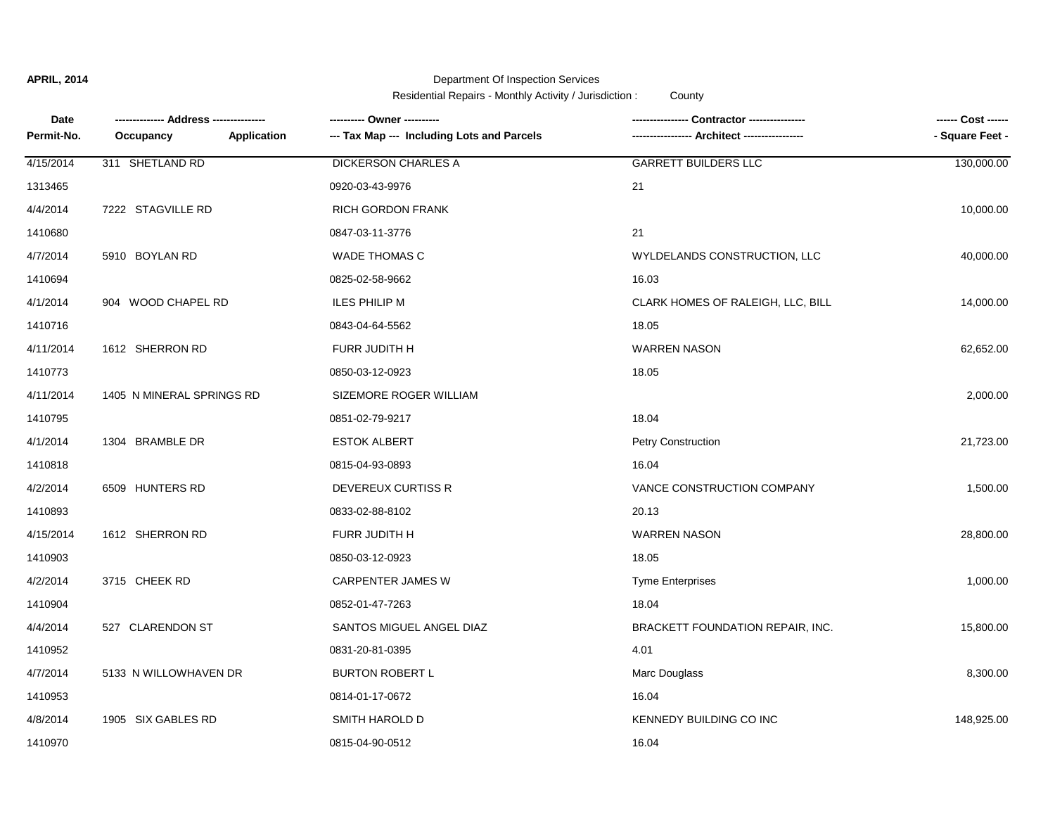**APRIL, 2014**

Department Of Inspection Services

Residential Repairs - Monthly Activity / Jurisdiction : County

| Date / Permit-No. | Address / Occupancy / Application | Owner / Tax Map (Including Lots and Parcels) | Contractor / Architect | Cost / Square Feet |
|---|---|---|---|---|
| 4/15/2014 | 311 SHETLAND RD | DICKERSON CHARLES A | GARRETT BUILDERS LLC | 130,000.00 |
| 1313465 | | 0920-03-43-9976 | 21 | |
| 4/4/2014 | 7222 STAGVILLE RD | RICH GORDON FRANK | | 10,000.00 |
| 1410680 | | 0847-03-11-3776 | 21 | |
| 4/7/2014 | 5910 BOYLAN RD | WADE THOMAS C | WYLDELANDS CONSTRUCTION, LLC | 40,000.00 |
| 1410694 | | 0825-02-58-9662 | 16.03 | |
| 4/1/2014 | 904 WOOD CHAPEL RD | ILES PHILIP M | CLARK HOMES OF RALEIGH, LLC, BILL | 14,000.00 |
| 1410716 | | 0843-04-64-5562 | 18.05 | |
| 4/11/2014 | 1612 SHERRON RD | FURR JUDITH H | WARREN NASON | 62,652.00 |
| 1410773 | | 0850-03-12-0923 | 18.05 | |
| 4/11/2014 | 1405 N MINERAL SPRINGS RD | SIZEMORE ROGER WILLIAM | | 2,000.00 |
| 1410795 | | 0851-02-79-9217 | 18.04 | |
| 4/1/2014 | 1304 BRAMBLE DR | ESTOK ALBERT | Petry Construction | 21,723.00 |
| 1410818 | | 0815-04-93-0893 | 16.04 | |
| 4/2/2014 | 6509 HUNTERS RD | DEVEREUX CURTISS R | VANCE CONSTRUCTION COMPANY | 1,500.00 |
| 1410893 | | 0833-02-88-8102 | 20.13 | |
| 4/15/2014 | 1612 SHERRON RD | FURR JUDITH H | WARREN NASON | 28,800.00 |
| 1410903 | | 0850-03-12-0923 | 18.05 | |
| 4/2/2014 | 3715 CHEEK RD | CARPENTER JAMES W | Tyme Enterprises | 1,000.00 |
| 1410904 | | 0852-01-47-7263 | 18.04 | |
| 4/4/2014 | 527 CLARENDON ST | SANTOS MIGUEL ANGEL DIAZ | BRACKETT FOUNDATION REPAIR, INC. | 15,800.00 |
| 1410952 | | 0831-20-81-0395 | 4.01 | |
| 4/7/2014 | 5133 N WILLOWHAVEN DR | BURTON ROBERT L | Marc Douglass | 8,300.00 |
| 1410953 | | 0814-01-17-0672 | 16.04 | |
| 4/8/2014 | 1905 SIX GABLES RD | SMITH HAROLD D | KENNEDY BUILDING CO INC | 148,925.00 |
| 1410970 | | 0815-04-90-0512 | 16.04 | |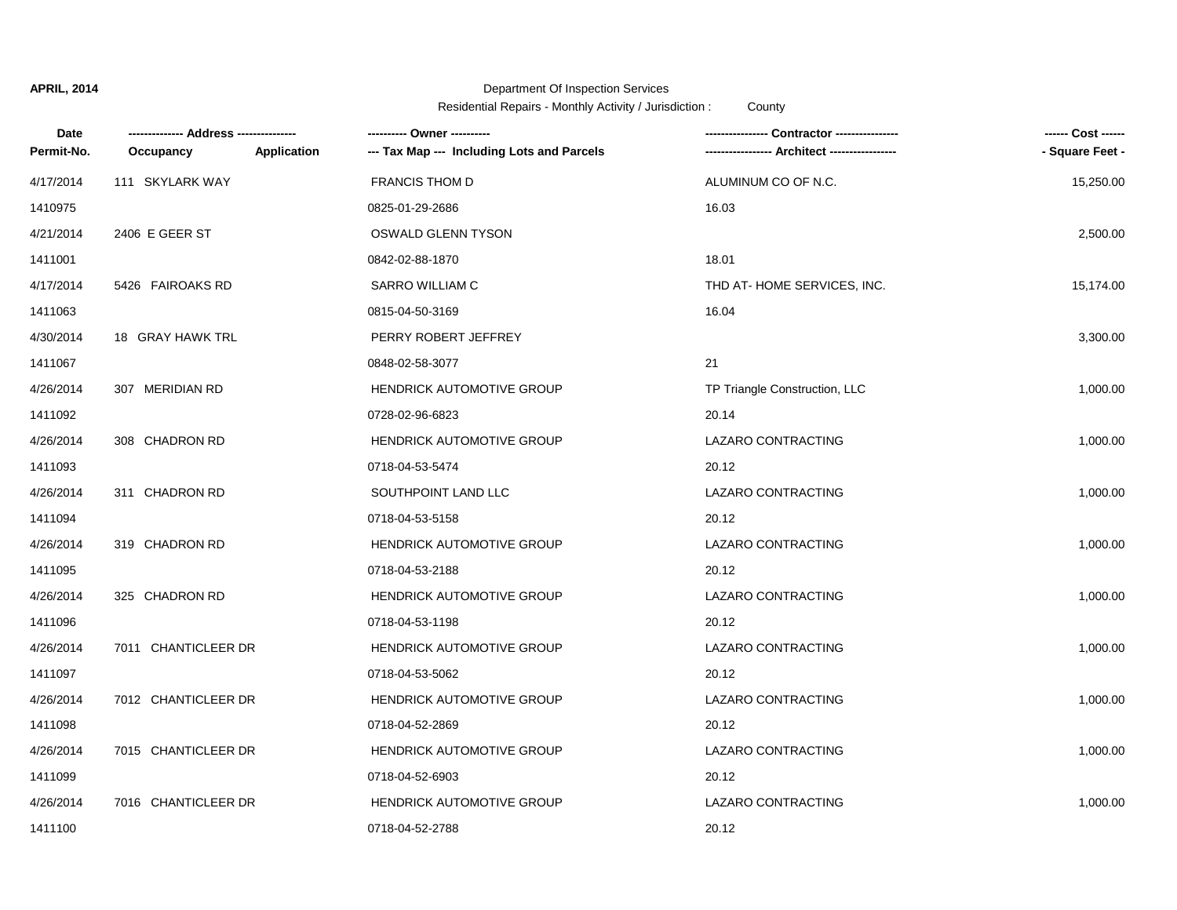APRIL, 2014

Department Of Inspection Services

Residential Repairs - Monthly Activity / Jurisdiction : County

| Date<br>Permit-No. | ------------- Address --------------<br>Occupancy Application | ---------- Owner ----------<br>--- Tax Map --- Including Lots and Parcels | --------------- Contractor ---------------<br>---------------- Architect ---------------- | ------ Cost ------<br>- Square Feet - |
|---|---|---|---|---|
| 4/17/2014 | 111 SKYLARK WAY | FRANCIS THOM D | ALUMINUM CO OF N.C. | 15,250.00 |
| 1410975 | | 0825-01-29-2686 | 16.03 | |
| 4/21/2014 | 2406 E GEER ST | OSWALD GLENN TYSON | | 2,500.00 |
| 1411001 | | 0842-02-88-1870 | 18.01 | |
| 4/17/2014 | 5426 FAIROAKS RD | SARRO WILLIAM C | THD AT- HOME SERVICES, INC. | 15,174.00 |
| 1411063 | | 0815-04-50-3169 | 16.04 | |
| 4/30/2014 | 18 GRAY HAWK TRL | PERRY ROBERT JEFFREY | | 3,300.00 |
| 1411067 | | 0848-02-58-3077 | 21 | |
| 4/26/2014 | 307 MERIDIAN RD | HENDRICK AUTOMOTIVE GROUP | TP Triangle Construction, LLC | 1,000.00 |
| 1411092 | | 0728-02-96-6823 | 20.14 | |
| 4/26/2014 | 308 CHADRON RD | HENDRICK AUTOMOTIVE GROUP | LAZARO CONTRACTING | 1,000.00 |
| 1411093 | | 0718-04-53-5474 | 20.12 | |
| 4/26/2014 | 311 CHADRON RD | SOUTHPOINT LAND LLC | LAZARO CONTRACTING | 1,000.00 |
| 1411094 | | 0718-04-53-5158 | 20.12 | |
| 4/26/2014 | 319 CHADRON RD | HENDRICK AUTOMOTIVE GROUP | LAZARO CONTRACTING | 1,000.00 |
| 1411095 | | 0718-04-53-2188 | 20.12 | |
| 4/26/2014 | 325 CHADRON RD | HENDRICK AUTOMOTIVE GROUP | LAZARO CONTRACTING | 1,000.00 |
| 1411096 | | 0718-04-53-1198 | 20.12 | |
| 4/26/2014 | 7011 CHANTICLEER DR | HENDRICK AUTOMOTIVE GROUP | LAZARO CONTRACTING | 1,000.00 |
| 1411097 | | 0718-04-53-5062 | 20.12 | |
| 4/26/2014 | 7012 CHANTICLEER DR | HENDRICK AUTOMOTIVE GROUP | LAZARO CONTRACTING | 1,000.00 |
| 1411098 | | 0718-04-52-2869 | 20.12 | |
| 4/26/2014 | 7015 CHANTICLEER DR | HENDRICK AUTOMOTIVE GROUP | LAZARO CONTRACTING | 1,000.00 |
| 1411099 | | 0718-04-52-6903 | 20.12 | |
| 4/26/2014 | 7016 CHANTICLEER DR | HENDRICK AUTOMOTIVE GROUP | LAZARO CONTRACTING | 1,000.00 |
| 1411100 | | 0718-04-52-2788 | 20.12 | |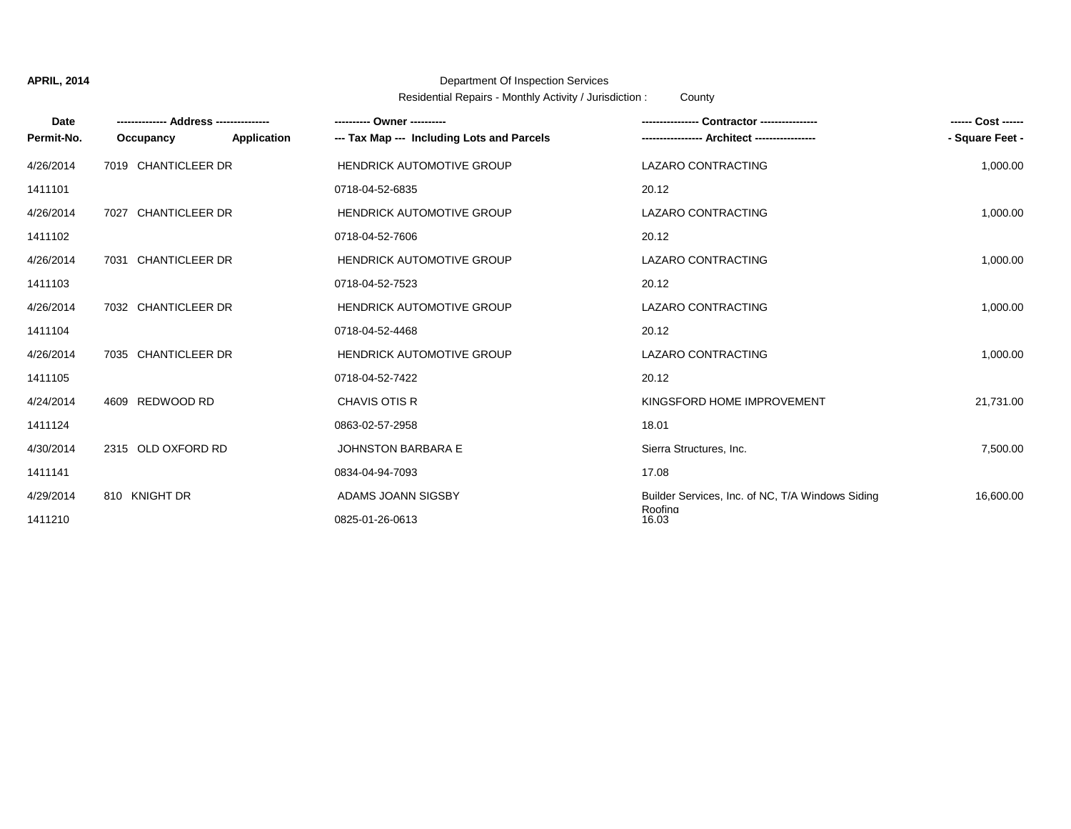**APRIL, 2014**

Department Of Inspection Services

Residential Repairs - Monthly Activity / Jurisdiction : County

| Date<br>Permit-No. | ------------- Address --------------<br>Occupancy Application | ---------- Owner ----------<br>--- Tax Map --- Including Lots and Parcels | ---------------- Contractor ----------------<br>----------------- Architect ----------------- | ------ Cost ------<br>- Square Feet - |
|---|---|---|---|---|
| 4/26/2014<br>1411101 | 7019 CHANTICLEER DR | HENDRICK AUTOMOTIVE GROUP<br>0718-04-52-6835 | LAZARO CONTRACTING<br>20.12 | 1,000.00 |
| 4/26/2014<br>1411102 | 7027 CHANTICLEER DR | HENDRICK AUTOMOTIVE GROUP<br>0718-04-52-7606 | LAZARO CONTRACTING<br>20.12 | 1,000.00 |
| 4/26/2014<br>1411103 | 7031 CHANTICLEER DR | HENDRICK AUTOMOTIVE GROUP<br>0718-04-52-7523 | LAZARO CONTRACTING<br>20.12 | 1,000.00 |
| 4/26/2014<br>1411104 | 7032 CHANTICLEER DR | HENDRICK AUTOMOTIVE GROUP<br>0718-04-52-4468 | LAZARO CONTRACTING<br>20.12 | 1,000.00 |
| 4/26/2014<br>1411105 | 7035 CHANTICLEER DR | HENDRICK AUTOMOTIVE GROUP<br>0718-04-52-7422 | LAZARO CONTRACTING<br>20.12 | 1,000.00 |
| 4/24/2014<br>1411124 | 4609 REDWOOD RD | CHAVIS OTIS R<br>0863-02-57-2958 | KINGSFORD HOME IMPROVEMENT<br>18.01 | 21,731.00 |
| 4/30/2014<br>1411141 | 2315 OLD OXFORD RD | JOHNSTON BARBARA E<br>0834-04-94-7093 | Sierra Structures, Inc.<br>17.08 | 7,500.00 |
| 4/29/2014<br>1411210 | 810 KNIGHT DR | ADAMS JOANN SIGSBY<br>0825-01-26-0613 | Builder Services, Inc. of NC, T/A Windows Siding Roofing<br>16.03 | 16,600.00 |